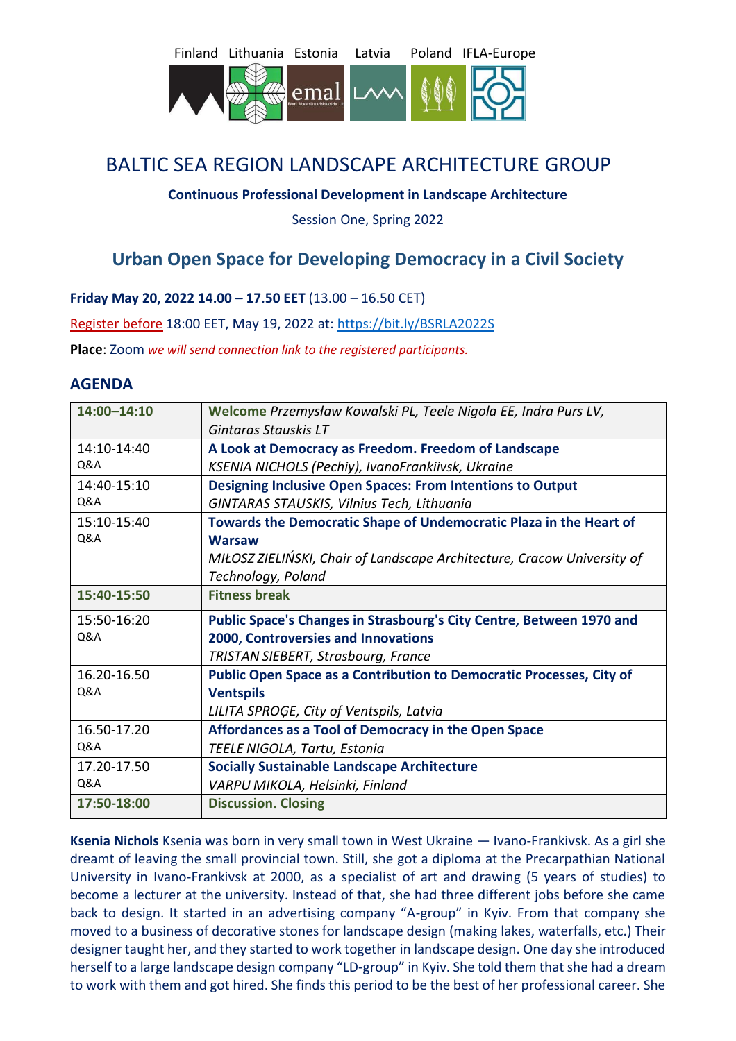Finland Lithuania Estonia Latvia Poland IFLA-Europe

# BALTIC SEA REGION LANDSCAPE ARCHITECTURE GROUP

**Continuous Professional Development in Landscape Architecture**

Session One, Spring 2022

## Urban Open Space for Developing Democracy in a Civil Society

**Friday May 20, 2022 14.00 – 17.50 EET** (13.00 – 16.50 CET)

Register before 18:00 EET, May 19, 2022 at: https://bit.ly/BSRLA2022S

**Place**: Zoom *we will send connection link to the registered participants.*

## AGENDA

| | |
|---|---|
| **14:00–14:10** | **Welcome** *Przemysław Kowalski PL, Teele Nigola EE, Indra Purs LV, Gintaras Stauskis LT* |
| 14:10-14:40 Q&A | **A Look at Democracy as Freedom. Freedom of Landscape** *KSENIA NICHOLS (Pechiy), IvanoFrankiivsk, Ukraine* |
| 14:40-15:10 Q&A | **Designing Inclusive Open Spaces: From Intentions to Output** *GINTARAS STAUSKIS, Vilnius Tech, Lithuania* |
| 15:10-15:40 Q&A | **Towards the Democratic Shape of Undemocratic Plaza in the Heart of Warsaw** *MIŁOSZ ZIELIŃSKI, Chair of Landscape Architecture, Cracow University of Technology, Poland* |
| **15:40-15:50** | **Fitness break** |
| 15:50-16:20 Q&A | **Public Space's Changes in Strasbourg's City Centre, Between 1970 and 2000, Controversies and Innovations** *TRISTAN SIEBERT, Strasbourg, France* |
| 16.20-16.50 Q&A | **Public Open Space as a Contribution to Democratic Processes, City of Ventspils** *LILITA SPROĢE, City of Ventspils, Latvia* |
| 16.50-17.20 Q&A | **Affordances as a Tool of Democracy in the Open Space** *TEELE NIGOLA, Tartu, Estonia* |
| 17.20-17.50 Q&A | **Socially Sustainable Landscape Architecture** *VARPU MIKOLA, Helsinki, Finland* |
| **17:50-18:00** | **Discussion. Closing** |

**Ksenia Nichols** Ksenia was born in very small town in West Ukraine — Ivano-Frankivsk. As a girl she dreamt of leaving the small provincial town. Still, she got a diploma at the Precarpathian National University in Ivano-Frankivsk at 2000, as a specialist of art and drawing (5 years of studies) to become a lecturer at the university. Instead of that, she had three different jobs before she came back to design. It started in an advertising company "A-group" in Kyiv. From that company she moved to a business of decorative stones for landscape design (making lakes, waterfalls, etc.) Their designer taught her, and they started to work together in landscape design. One day she introduced herself to a large landscape design company "LD-group" in Kyiv. She told them that she had a dream to work with them and got hired. She finds this period to be the best of her professional career. She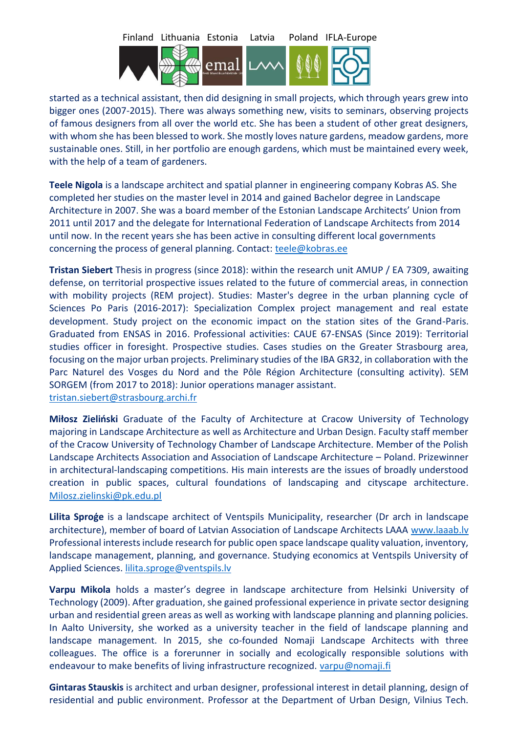started as a technical assistant, then did designing in small projects, which through years grew into bigger ones (2007-2015). There was always something new, visits to seminars, observing projects of famous designers from all over the world etc. She has been a student of other great designers, with whom she has been blessed to work. She mostly loves nature gardens, meadow gardens, more sustainable ones. Still, in her portfolio are enough gardens, which must be maintained every week, with the help of a team of gardeners.

**Teele Nigola** is a landscape architect and spatial planner in engineering company Kobras AS. She completed her studies on the master level in 2014 and gained Bachelor degree in Landscape Architecture in 2007. She was a board member of the Estonian Landscape Architects' Union from 2011 until 2017 and the delegate for International Federation of Landscape Architects from 2014 until now. In the recent years she has been active in consulting different local governments concerning the process of general planning. Contact: teele@kobras.ee

**Tristan Siebert** Thesis in progress (since 2018): within the research unit AMUP / EA 7309, awaiting defense, on territorial prospective issues related to the future of commercial areas, in connection with mobility projects (REM project). Studies: Master's degree in the urban planning cycle of Sciences Po Paris (2016-2017): Specialization Complex project management and real estate development. Study project on the economic impact on the station sites of the Grand-Paris. Graduated from ENSAS in 2016. Professional activities: CAUE 67-ENSAS (Since 2019): Territorial studies officer in foresight. Prospective studies. Cases studies on the Greater Strasbourg area, focusing on the major urban projects. Preliminary studies of the IBA GR32, in collaboration with the Parc Naturel des Vosges du Nord and the Pôle Région Architecture (consulting activity). SEM SORGEM (from 2017 to 2018): Junior operations manager assistant. tristan.siebert@strasbourg.archi.fr

**Miłosz Zieliński** Graduate of the Faculty of Architecture at Cracow University of Technology majoring in Landscape Architecture as well as Architecture and Urban Design. Faculty staff member of the Cracow University of Technology Chamber of Landscape Architecture. Member of the Polish Landscape Architects Association and Association of Landscape Architecture – Poland. Prizewinner in architectural-landscaping competitions. His main interests are the issues of broadly understood creation in public spaces, cultural foundations of landscaping and cityscape architecture. Milosz.zielinski@pk.edu.pl

**Lilita Sproģe** is a landscape architect of Ventspils Municipality, researcher (Dr arch in landscape architecture), member of board of Latvian Association of Landscape Architects LAAA www.laaab.lv Professional interests include research for public open space landscape quality valuation, inventory, landscape management, planning, and governance. Studying economics at Ventspils University of Applied Sciences. lilita.sproge@ventspils.lv

**Varpu Mikola** holds a master's degree in landscape architecture from Helsinki University of Technology (2009). After graduation, she gained professional experience in private sector designing urban and residential green areas as well as working with landscape planning and planning policies. In Aalto University, she worked as a university teacher in the field of landscape planning and landscape management. In 2015, she co-founded Nomaji Landscape Architects with three colleagues. The office is a forerunner in socially and ecologically responsible solutions with endeavour to make benefits of living infrastructure recognized. varpu@nomaji.fi

**Gintaras Stauskis** is architect and urban designer, professional interest in detail planning, design of residential and public environment. Professor at the Department of Urban Design, Vilnius Tech.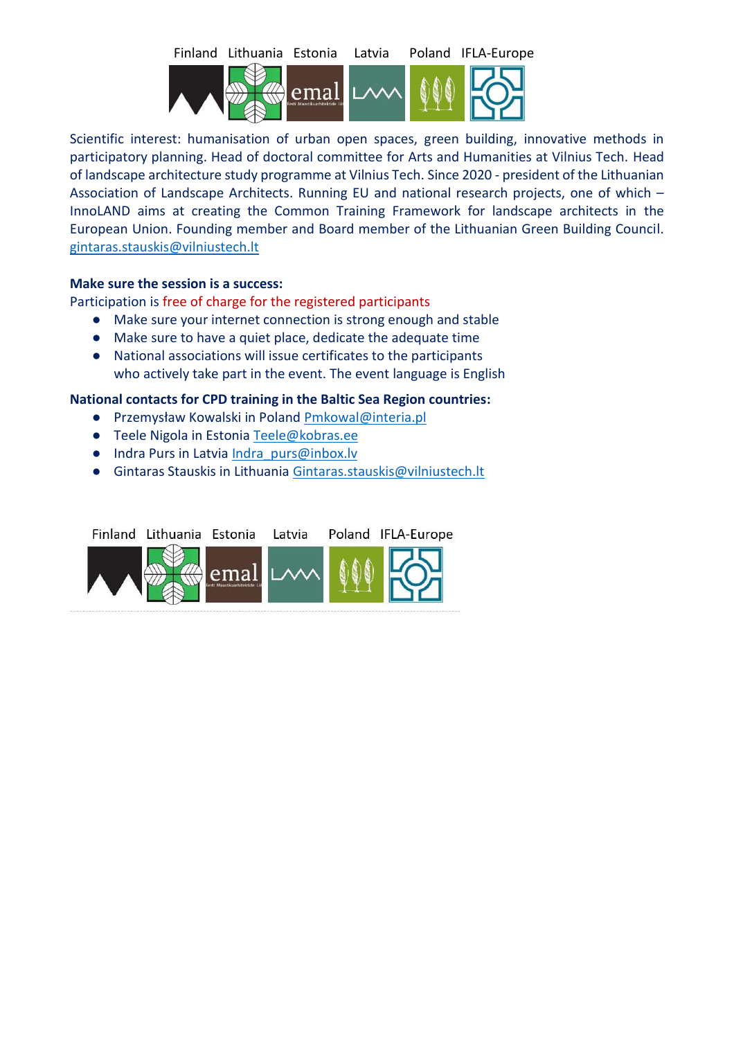Finland Lithuania Estonia Latvia Poland IFLA-Europe

Scientific interest: humanisation of urban open spaces, green building, innovative methods in participatory planning. Head of doctoral committee for Arts and Humanities at Vilnius Tech. Head of landscape architecture study programme at Vilnius Tech. Since 2020 - president of the Lithuanian Association of Landscape Architects. Running EU and national research projects, one of which – InnoLAND aims at creating the Common Training Framework for landscape architects in the European Union. Founding member and Board member of the Lithuanian Green Building Council. gintaras.stauskis@vilniustech.lt

**Make sure the session is a success:**

Participation is free of charge for the registered participants

- Make sure your internet connection is strong enough and stable
- Make sure to have a quiet place, dedicate the adequate time
- National associations will issue certificates to the participants who actively take part in the event. The event language is English

**National contacts for CPD training in the Baltic Sea Region countries:**

- Przemysław Kowalski in Poland Pmkowal@interia.pl
- Teele Nigola in Estonia Teele@kobras.ee
- Indra Purs in Latvia Indra_purs@inbox.lv
- Gintaras Stauskis in Lithuania Gintaras.stauskis@vilniustech.lt

Finland Lithuania Estonia Latvia Poland IFLA-Europe